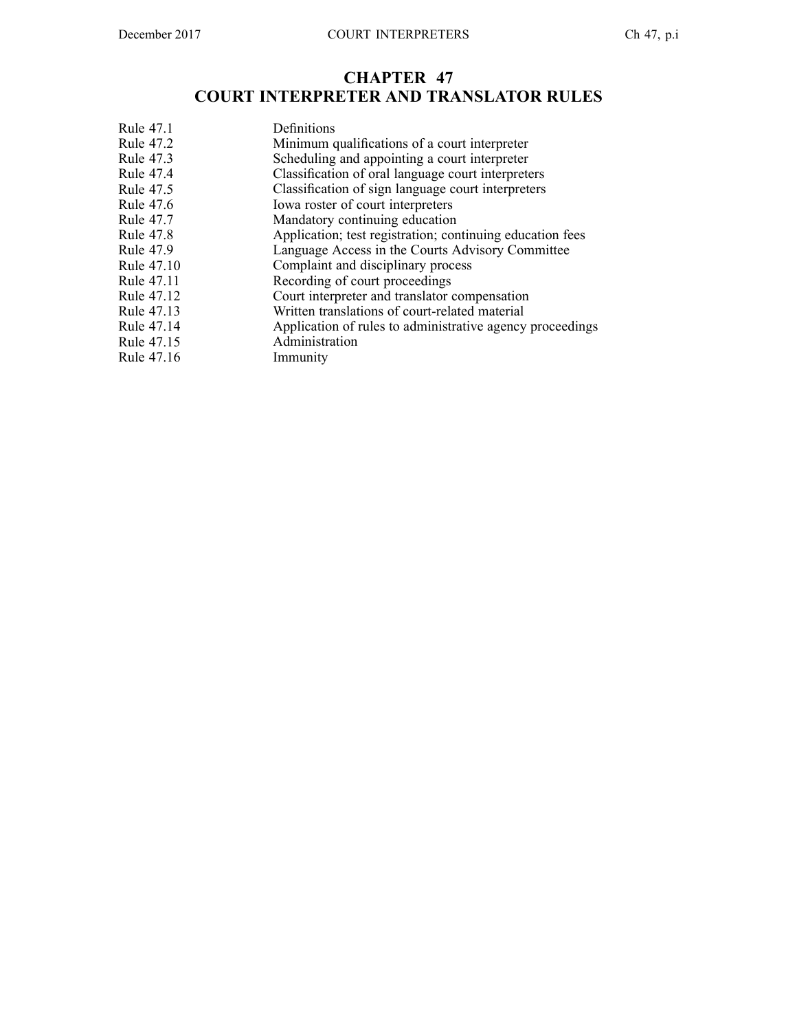# CHAPTER 47
# COURT INTERPRETER AND TRANSLATOR RULES

| | |
|---|---|
| Rule 47.1 | Definitions |
| Rule 47.2 | Minimum qualifications of a court interpreter |
| Rule 47.3 | Scheduling and appointing a court interpreter |
| Rule 47.4 | Classification of oral language court interpreters |
| Rule 47.5 | Classification of sign language court interpreters |
| Rule 47.6 | Iowa roster of court interpreters |
| Rule 47.7 | Mandatory continuing education |
| Rule 47.8 | Application; test registration; continuing education fees |
| Rule 47.9 | Language Access in the Courts Advisory Committee |
| Rule 47.10 | Complaint and disciplinary process |
| Rule 47.11 | Recording of court proceedings |
| Rule 47.12 | Court interpreter and translator compensation |
| Rule 47.13 | Written translations of court-related material |
| Rule 47.14 | Application of rules to administrative agency proceedings |
| Rule 47.15 | Administration |
| Rule 47.16 | Immunity |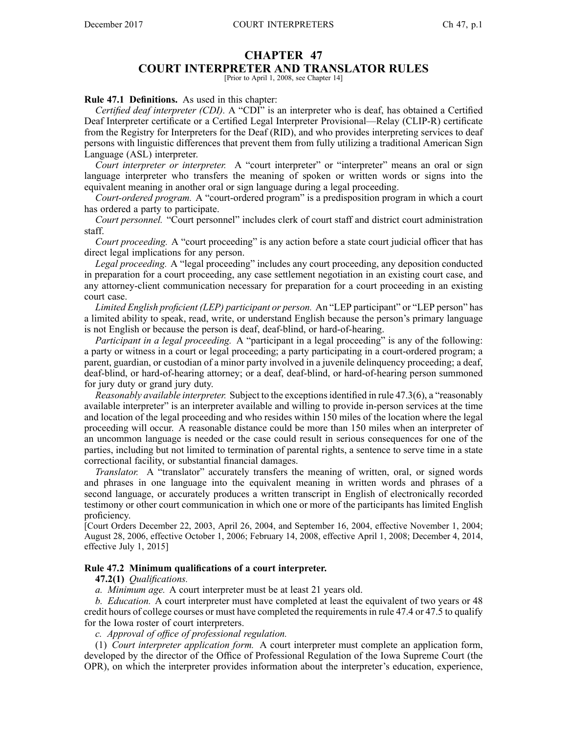# CHAPTER 47
# COURT INTERPRETER AND TRANSLATOR RULES

[Prior to April 1, 2008, see Chapter 14]

**Rule 47.1 Definitions.** As used in this chapter:

*Certified deaf interpreter (CDI).* A "CDI" is an interpreter who is deaf, has obtained a Certified Deaf Interpreter certificate or a Certified Legal Interpreter Provisional—Relay (CLIP-R) certificate from the Registry for Interpreters for the Deaf (RID), and who provides interpreting services to deaf persons with linguistic differences that prevent them from fully utilizing a traditional American Sign Language (ASL) interpreter.

*Court interpreter or interpreter.* A "court interpreter" or "interpreter" means an oral or sign language interpreter who transfers the meaning of spoken or written words or signs into the equivalent meaning in another oral or sign language during a legal proceeding.

*Court-ordered program.* A "court-ordered program" is a predisposition program in which a court has ordered a party to participate.

*Court personnel.* "Court personnel" includes clerk of court staff and district court administration staff.

*Court proceeding.* A "court proceeding" is any action before a state court judicial officer that has direct legal implications for any person.

*Legal proceeding.* A "legal proceeding" includes any court proceeding, any deposition conducted in preparation for a court proceeding, any case settlement negotiation in an existing court case, and any attorney-client communication necessary for preparation for a court proceeding in an existing court case.

*Limited English proficient (LEP) participant or person.* An "LEP participant" or "LEP person" has a limited ability to speak, read, write, or understand English because the person's primary language is not English or because the person is deaf, deaf-blind, or hard-of-hearing.

*Participant in a legal proceeding.* A "participant in a legal proceeding" is any of the following: a party or witness in a court or legal proceeding; a party participating in a court-ordered program; a parent, guardian, or custodian of a minor party involved in a juvenile delinquency proceeding; a deaf, deaf-blind, or hard-of-hearing attorney; or a deaf, deaf-blind, or hard-of-hearing person summoned for jury duty or grand jury duty.

*Reasonably available interpreter.* Subject to the exceptions identified in rule 47.3(6), a "reasonably available interpreter" is an interpreter available and willing to provide in-person services at the time and location of the legal proceeding and who resides within 150 miles of the location where the legal proceeding will occur. A reasonable distance could be more than 150 miles when an interpreter of an uncommon language is needed or the case could result in serious consequences for one of the parties, including but not limited to termination of parental rights, a sentence to serve time in a state correctional facility, or substantial financial damages.

*Translator.* A "translator" accurately transfers the meaning of written, oral, or signed words and phrases in one language into the equivalent meaning in written words and phrases of a second language, or accurately produces a written transcript in English of electronically recorded testimony or other court communication in which one or more of the participants has limited English proficiency.

[Court Orders December 22, 2003, April 26, 2004, and September 16, 2004, effective November 1, 2004; August 28, 2006, effective October 1, 2006; February 14, 2008, effective April 1, 2008; December 4, 2014, effective July 1, 2015]

**Rule 47.2 Minimum qualifications of a court interpreter.**

**47.2(1)** *Qualifications.*

*a. Minimum age.* A court interpreter must be at least 21 years old.

*b. Education.* A court interpreter must have completed at least the equivalent of two years or 48 credit hours of college courses or must have completed the requirements in rule 47.4 or 47.5 to qualify for the Iowa roster of court interpreters.

*c. Approval of office of professional regulation.*

(1) *Court interpreter application form.* A court interpreter must complete an application form, developed by the director of the Office of Professional Regulation of the Iowa Supreme Court (the OPR), on which the interpreter provides information about the interpreter's education, experience,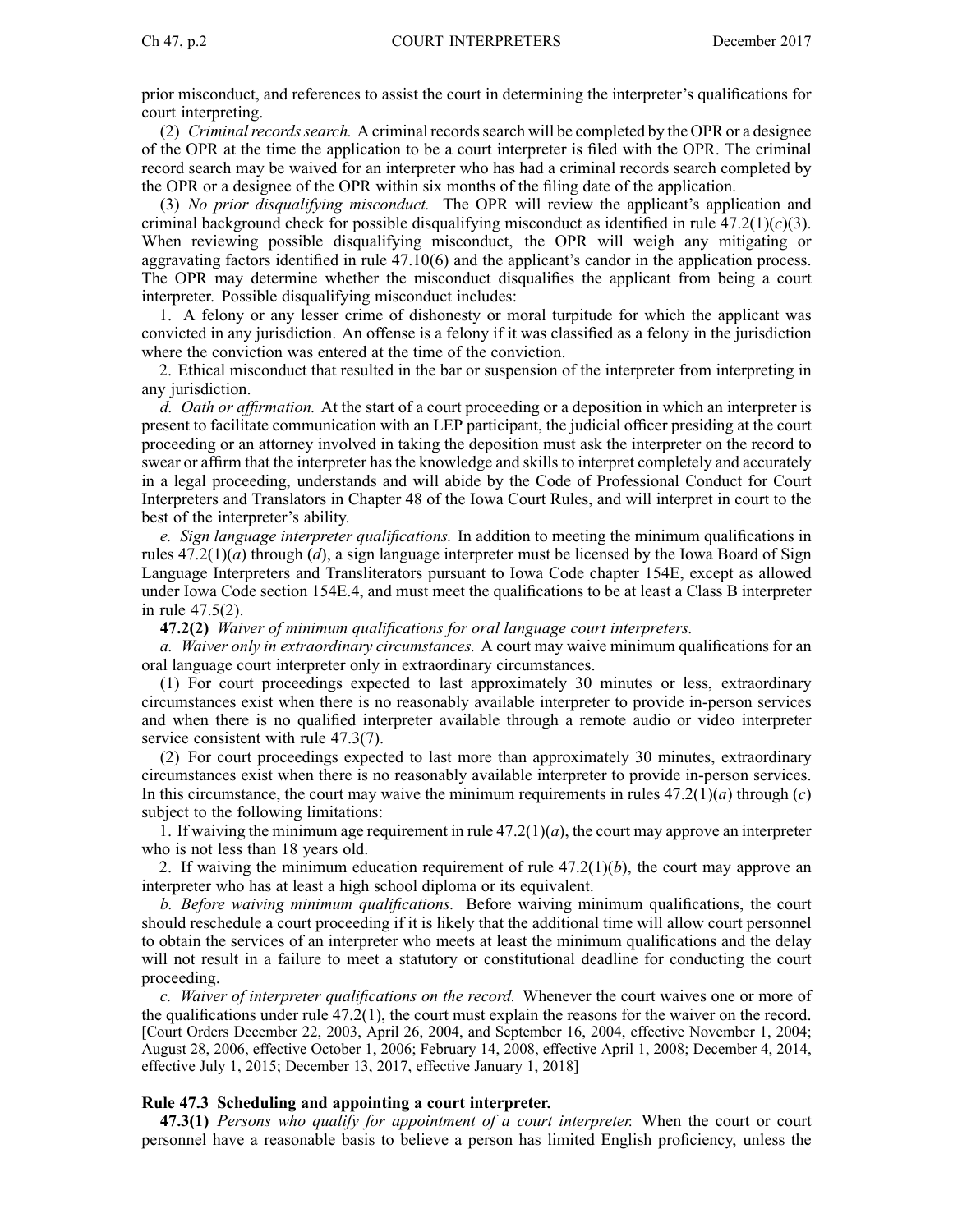prior misconduct, and references to assist the court in determining the interpreter's qualifications for court interpreting.

(2) *Criminal records search.* A criminal records search will be completed by the OPR or a designee of the OPR at the time the application to be a court interpreter is filed with the OPR. The criminal record search may be waived for an interpreter who has had a criminal records search completed by the OPR or a designee of the OPR within six months of the filing date of the application.

(3) *No prior disqualifying misconduct.* The OPR will review the applicant's application and criminal background check for possible disqualifying misconduct as identified in rule 47.2(1)(*c*)(3). When reviewing possible disqualifying misconduct, the OPR will weigh any mitigating or aggravating factors identified in rule 47.10(6) and the applicant's candor in the application process. The OPR may determine whether the misconduct disqualifies the applicant from being a court interpreter. Possible disqualifying misconduct includes:

1. A felony or any lesser crime of dishonesty or moral turpitude for which the applicant was convicted in any jurisdiction. An offense is a felony if it was classified as a felony in the jurisdiction where the conviction was entered at the time of the conviction.

2. Ethical misconduct that resulted in the bar or suspension of the interpreter from interpreting in any jurisdiction.

*d. Oath or affirmation.* At the start of a court proceeding or a deposition in which an interpreter is present to facilitate communication with an LEP participant, the judicial officer presiding at the court proceeding or an attorney involved in taking the deposition must ask the interpreter on the record to swear or affirm that the interpreter has the knowledge and skills to interpret completely and accurately in a legal proceeding, understands and will abide by the Code of Professional Conduct for Court Interpreters and Translators in Chapter 48 of the Iowa Court Rules, and will interpret in court to the best of the interpreter's ability.

*e. Sign language interpreter qualifications.* In addition to meeting the minimum qualifications in rules 47.2(1)(*a*) through (*d*), a sign language interpreter must be licensed by the Iowa Board of Sign Language Interpreters and Transliterators pursuant to Iowa Code chapter 154E, except as allowed under Iowa Code section 154E.4, and must meet the qualifications to be at least a Class B interpreter in rule 47.5(2).

**47.2(2)** *Waiver of minimum qualifications for oral language court interpreters.*

*a. Waiver only in extraordinary circumstances.* A court may waive minimum qualifications for an oral language court interpreter only in extraordinary circumstances.

(1) For court proceedings expected to last approximately 30 minutes or less, extraordinary circumstances exist when there is no reasonably available interpreter to provide in-person services and when there is no qualified interpreter available through a remote audio or video interpreter service consistent with rule 47.3(7).

(2) For court proceedings expected to last more than approximately 30 minutes, extraordinary circumstances exist when there is no reasonably available interpreter to provide in-person services. In this circumstance, the court may waive the minimum requirements in rules 47.2(1)(*a*) through (*c*) subject to the following limitations:

1. If waiving the minimum age requirement in rule 47.2(1)(*a*), the court may approve an interpreter who is not less than 18 years old.

2. If waiving the minimum education requirement of rule 47.2(1)(*b*), the court may approve an interpreter who has at least a high school diploma or its equivalent.

*b. Before waiving minimum qualifications.* Before waiving minimum qualifications, the court should reschedule a court proceeding if it is likely that the additional time will allow court personnel to obtain the services of an interpreter who meets at least the minimum qualifications and the delay will not result in a failure to meet a statutory or constitutional deadline for conducting the court proceeding.

*c. Waiver of interpreter qualifications on the record.* Whenever the court waives one or more of the qualifications under rule 47.2(1), the court must explain the reasons for the waiver on the record.
[Court Orders December 22, 2003, April 26, 2004, and September 16, 2004, effective November 1, 2004; August 28, 2006, effective October 1, 2006; February 14, 2008, effective April 1, 2008; December 4, 2014, effective July 1, 2015; December 13, 2017, effective January 1, 2018]

### Rule 47.3 Scheduling and appointing a court interpreter.

**47.3(1)** *Persons who qualify for appointment of a court interpreter.* When the court or court personnel have a reasonable basis to believe a person has limited English proficiency, unless the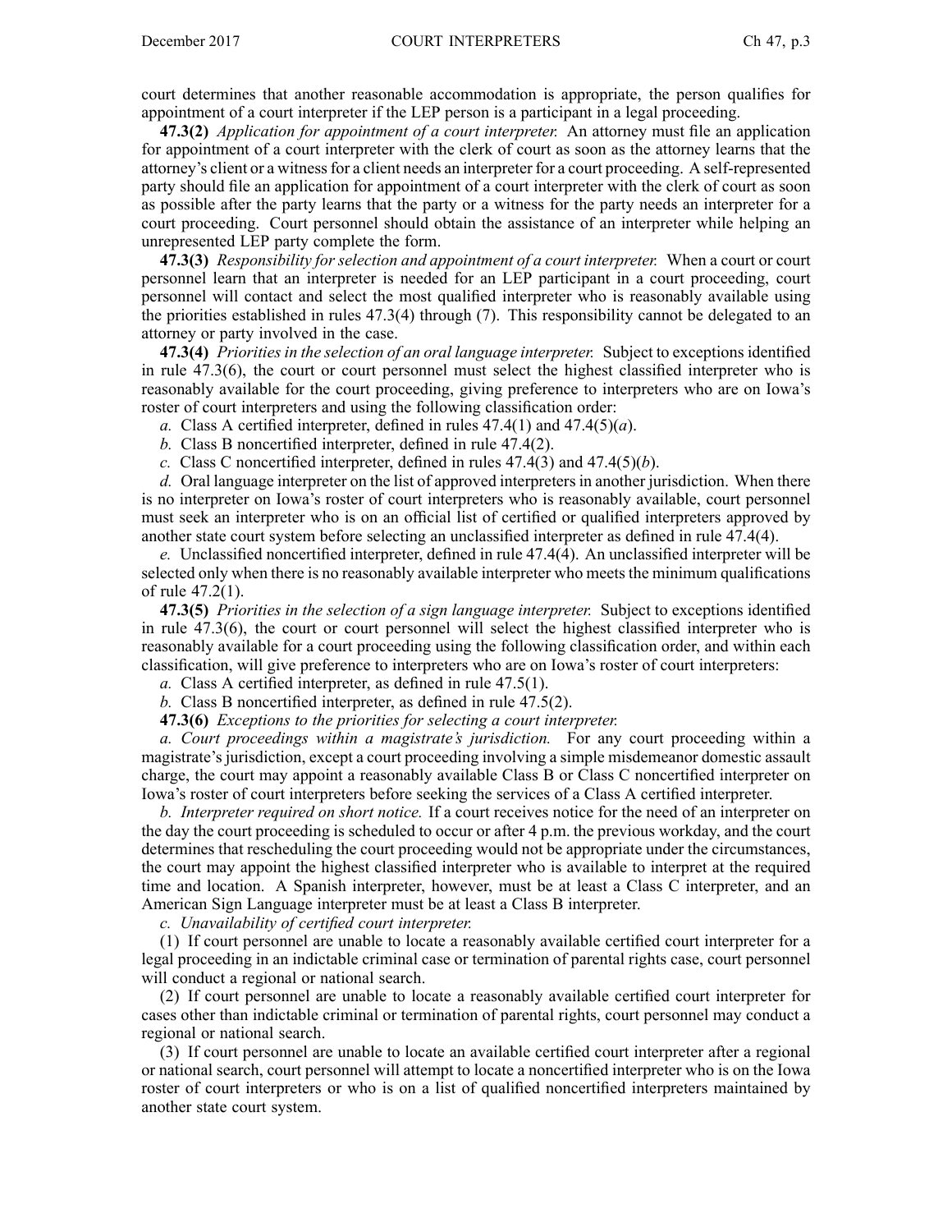court determines that another reasonable accommodation is appropriate, the person qualifies for appointment of a court interpreter if the LEP person is a participant in a legal proceeding.

**47.3(2)** *Application for appointment of a court interpreter.* An attorney must file an application for appointment of a court interpreter with the clerk of court as soon as the attorney learns that the attorney's client or a witness for a client needs an interpreter for a court proceeding. A self-represented party should file an application for appointment of a court interpreter with the clerk of court as soon as possible after the party learns that the party or a witness for the party needs an interpreter for a court proceeding. Court personnel should obtain the assistance of an interpreter while helping an unrepresented LEP party complete the form.

**47.3(3)** *Responsibility for selection and appointment of a court interpreter.* When a court or court personnel learn that an interpreter is needed for an LEP participant in a court proceeding, court personnel will contact and select the most qualified interpreter who is reasonably available using the priorities established in rules 47.3(4) through (7). This responsibility cannot be delegated to an attorney or party involved in the case.

**47.3(4)** *Priorities in the selection of an oral language interpreter.* Subject to exceptions identified in rule 47.3(6), the court or court personnel must select the highest classified interpreter who is reasonably available for the court proceeding, giving preference to interpreters who are on Iowa's roster of court interpreters and using the following classification order:

*a.* Class A certified interpreter, defined in rules 47.4(1) and 47.4(5)(*a*).

*b.* Class B noncertified interpreter, defined in rule 47.4(2).

*c.* Class C noncertified interpreter, defined in rules 47.4(3) and 47.4(5)(*b*).

*d.* Oral language interpreter on the list of approved interpreters in another jurisdiction. When there is no interpreter on Iowa's roster of court interpreters who is reasonably available, court personnel must seek an interpreter who is on an official list of certified or qualified interpreters approved by another state court system before selecting an unclassified interpreter as defined in rule 47.4(4).

*e.* Unclassified noncertified interpreter, defined in rule 47.4(4). An unclassified interpreter will be selected only when there is no reasonably available interpreter who meets the minimum qualifications of rule 47.2(1).

**47.3(5)** *Priorities in the selection of a sign language interpreter.* Subject to exceptions identified in rule 47.3(6), the court or court personnel will select the highest classified interpreter who is reasonably available for a court proceeding using the following classification order, and within each classification, will give preference to interpreters who are on Iowa's roster of court interpreters:

*a.* Class A certified interpreter, as defined in rule 47.5(1).

*b.* Class B noncertified interpreter, as defined in rule 47.5(2).

**47.3(6)** *Exceptions to the priorities for selecting a court interpreter.*

*a. Court proceedings within a magistrate's jurisdiction.* For any court proceeding within a magistrate's jurisdiction, except a court proceeding involving a simple misdemeanor domestic assault charge, the court may appoint a reasonably available Class B or Class C noncertified interpreter on Iowa's roster of court interpreters before seeking the services of a Class A certified interpreter.

*b. Interpreter required on short notice.* If a court receives notice for the need of an interpreter on the day the court proceeding is scheduled to occur or after 4 p.m. the previous workday, and the court determines that rescheduling the court proceeding would not be appropriate under the circumstances, the court may appoint the highest classified interpreter who is available to interpret at the required time and location. A Spanish interpreter, however, must be at least a Class C interpreter, and an American Sign Language interpreter must be at least a Class B interpreter.

*c. Unavailability of certified court interpreter.*

(1) If court personnel are unable to locate a reasonably available certified court interpreter for a legal proceeding in an indictable criminal case or termination of parental rights case, court personnel will conduct a regional or national search.

(2) If court personnel are unable to locate a reasonably available certified court interpreter for cases other than indictable criminal or termination of parental rights, court personnel may conduct a regional or national search.

(3) If court personnel are unable to locate an available certified court interpreter after a regional or national search, court personnel will attempt to locate a noncertified interpreter who is on the Iowa roster of court interpreters or who is on a list of qualified noncertified interpreters maintained by another state court system.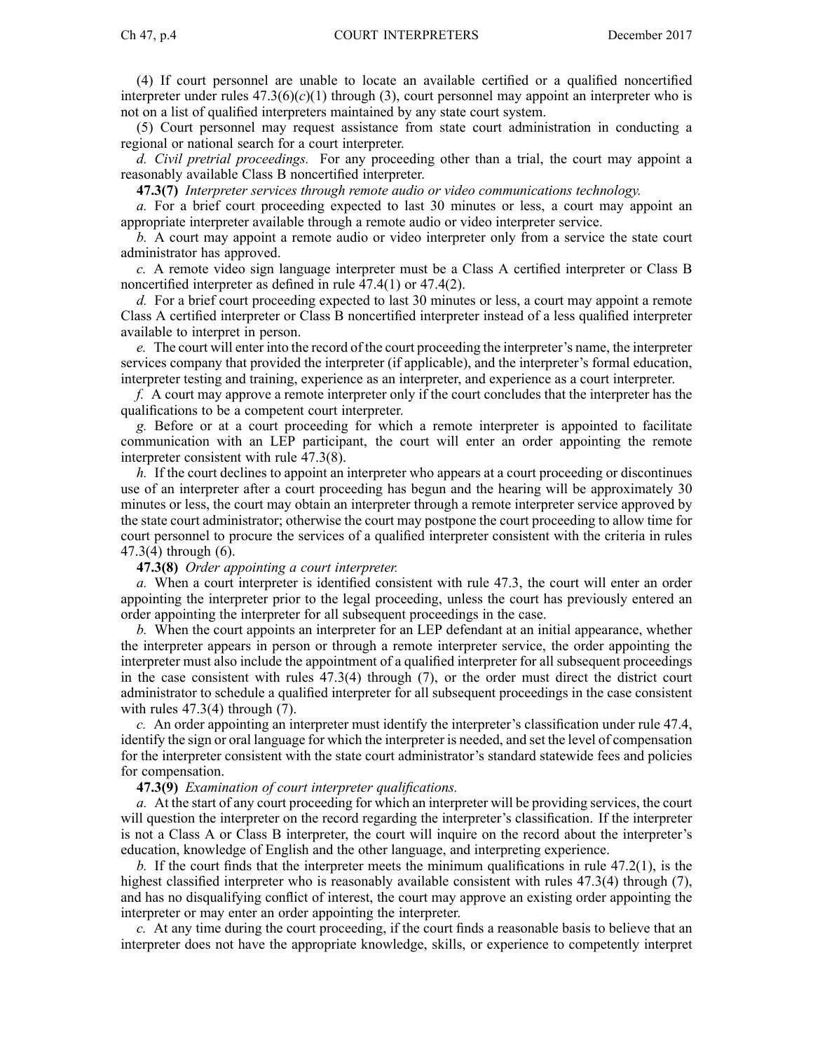(4) If court personnel are unable to locate an available certified or a qualified noncertified interpreter under rules 47.3(6)(*c*)(1) through (3), court personnel may appoint an interpreter who is not on a list of qualified interpreters maintained by any state court system.

(5) Court personnel may request assistance from state court administration in conducting a regional or national search for a court interpreter.

*d. Civil pretrial proceedings.* For any proceeding other than a trial, the court may appoint a reasonably available Class B noncertified interpreter.

**47.3(7)** *Interpreter services through remote audio or video communications technology.*

*a.* For a brief court proceeding expected to last 30 minutes or less, a court may appoint an appropriate interpreter available through a remote audio or video interpreter service.

*b.* A court may appoint a remote audio or video interpreter only from a service the state court administrator has approved.

*c.* A remote video sign language interpreter must be a Class A certified interpreter or Class B noncertified interpreter as defined in rule 47.4(1) or 47.4(2).

*d.* For a brief court proceeding expected to last 30 minutes or less, a court may appoint a remote Class A certified interpreter or Class B noncertified interpreter instead of a less qualified interpreter available to interpret in person.

*e.* The court will enter into the record of the court proceeding the interpreter's name, the interpreter services company that provided the interpreter (if applicable), and the interpreter's formal education, interpreter testing and training, experience as an interpreter, and experience as a court interpreter.

*f.* A court may approve a remote interpreter only if the court concludes that the interpreter has the qualifications to be a competent court interpreter.

*g.* Before or at a court proceeding for which a remote interpreter is appointed to facilitate communication with an LEP participant, the court will enter an order appointing the remote interpreter consistent with rule 47.3(8).

*h.* If the court declines to appoint an interpreter who appears at a court proceeding or discontinues use of an interpreter after a court proceeding has begun and the hearing will be approximately 30 minutes or less, the court may obtain an interpreter through a remote interpreter service approved by the state court administrator; otherwise the court may postpone the court proceeding to allow time for court personnel to procure the services of a qualified interpreter consistent with the criteria in rules 47.3(4) through (6).

**47.3(8)** *Order appointing a court interpreter.*

*a.* When a court interpreter is identified consistent with rule 47.3, the court will enter an order appointing the interpreter prior to the legal proceeding, unless the court has previously entered an order appointing the interpreter for all subsequent proceedings in the case.

*b.* When the court appoints an interpreter for an LEP defendant at an initial appearance, whether the interpreter appears in person or through a remote interpreter service, the order appointing the interpreter must also include the appointment of a qualified interpreter for all subsequent proceedings in the case consistent with rules 47.3(4) through (7), or the order must direct the district court administrator to schedule a qualified interpreter for all subsequent proceedings in the case consistent with rules 47.3(4) through (7).

*c.* An order appointing an interpreter must identify the interpreter's classification under rule 47.4, identify the sign or oral language for which the interpreter is needed, and set the level of compensation for the interpreter consistent with the state court administrator's standard statewide fees and policies for compensation.

**47.3(9)** *Examination of court interpreter qualifications.*

*a.* At the start of any court proceeding for which an interpreter will be providing services, the court will question the interpreter on the record regarding the interpreter's classification. If the interpreter is not a Class A or Class B interpreter, the court will inquire on the record about the interpreter's education, knowledge of English and the other language, and interpreting experience.

*b.* If the court finds that the interpreter meets the minimum qualifications in rule 47.2(1), is the highest classified interpreter who is reasonably available consistent with rules 47.3(4) through (7), and has no disqualifying conflict of interest, the court may approve an existing order appointing the interpreter or may enter an order appointing the interpreter.

*c.* At any time during the court proceeding, if the court finds a reasonable basis to believe that an interpreter does not have the appropriate knowledge, skills, or experience to competently interpret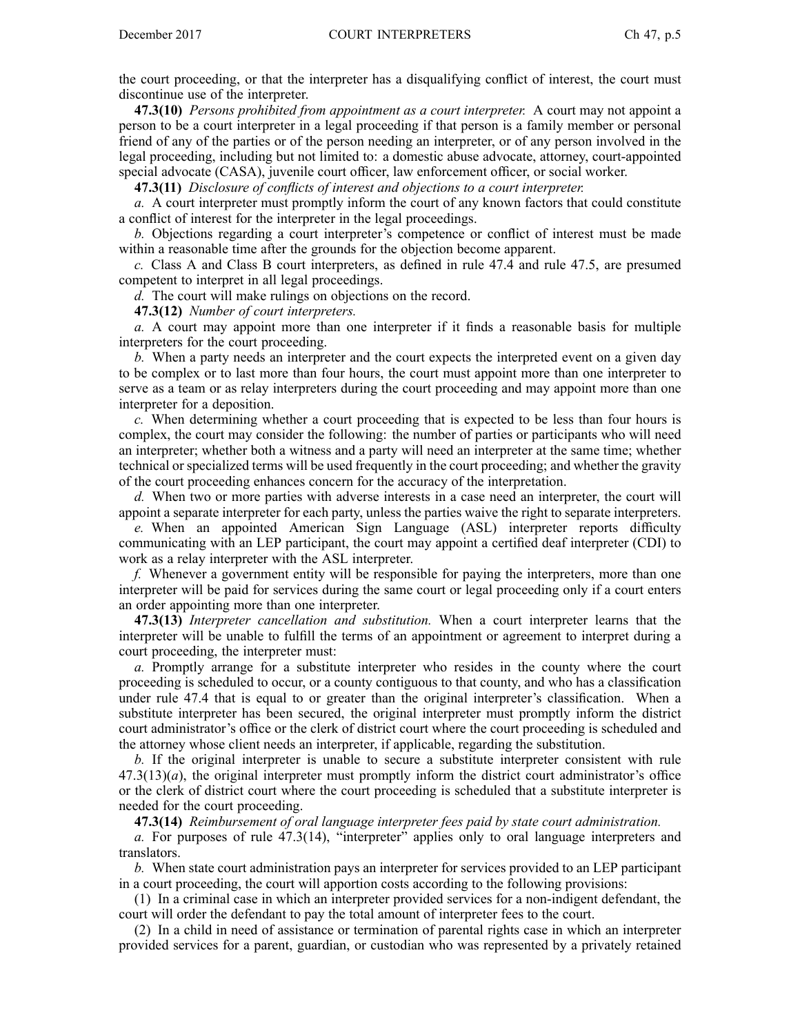the court proceeding, or that the interpreter has a disqualifying conflict of interest, the court must discontinue use of the interpreter.

**47.3(10)** *Persons prohibited from appointment as a court interpreter.* A court may not appoint a person to be a court interpreter in a legal proceeding if that person is a family member or personal friend of any of the parties or of the person needing an interpreter, or of any person involved in the legal proceeding, including but not limited to: a domestic abuse advocate, attorney, court-appointed special advocate (CASA), juvenile court officer, law enforcement officer, or social worker.

**47.3(11)** *Disclosure of conflicts of interest and objections to a court interpreter.*

*a.* A court interpreter must promptly inform the court of any known factors that could constitute a conflict of interest for the interpreter in the legal proceedings.

*b.* Objections regarding a court interpreter's competence or conflict of interest must be made within a reasonable time after the grounds for the objection become apparent.

*c.* Class A and Class B court interpreters, as defined in rule 47.4 and rule 47.5, are presumed competent to interpret in all legal proceedings.

*d.* The court will make rulings on objections on the record.

**47.3(12)** *Number of court interpreters.*

*a.* A court may appoint more than one interpreter if it finds a reasonable basis for multiple interpreters for the court proceeding.

*b.* When a party needs an interpreter and the court expects the interpreted event on a given day to be complex or to last more than four hours, the court must appoint more than one interpreter to serve as a team or as relay interpreters during the court proceeding and may appoint more than one interpreter for a deposition.

*c.* When determining whether a court proceeding that is expected to be less than four hours is complex, the court may consider the following: the number of parties or participants who will need an interpreter; whether both a witness and a party will need an interpreter at the same time; whether technical or specialized terms will be used frequently in the court proceeding; and whether the gravity of the court proceeding enhances concern for the accuracy of the interpretation.

*d.* When two or more parties with adverse interests in a case need an interpreter, the court will appoint a separate interpreter for each party, unless the parties waive the right to separate interpreters.

*e.* When an appointed American Sign Language (ASL) interpreter reports difficulty communicating with an LEP participant, the court may appoint a certified deaf interpreter (CDI) to work as a relay interpreter with the ASL interpreter.

*f.* Whenever a government entity will be responsible for paying the interpreters, more than one interpreter will be paid for services during the same court or legal proceeding only if a court enters an order appointing more than one interpreter.

**47.3(13)** *Interpreter cancellation and substitution.* When a court interpreter learns that the interpreter will be unable to fulfill the terms of an appointment or agreement to interpret during a court proceeding, the interpreter must:

*a.* Promptly arrange for a substitute interpreter who resides in the county where the court proceeding is scheduled to occur, or a county contiguous to that county, and who has a classification under rule 47.4 that is equal to or greater than the original interpreter's classification. When a substitute interpreter has been secured, the original interpreter must promptly inform the district court administrator's office or the clerk of district court where the court proceeding is scheduled and the attorney whose client needs an interpreter, if applicable, regarding the substitution.

*b.* If the original interpreter is unable to secure a substitute interpreter consistent with rule 47.3(13)(*a*), the original interpreter must promptly inform the district court administrator's office or the clerk of district court where the court proceeding is scheduled that a substitute interpreter is needed for the court proceeding.

**47.3(14)** *Reimbursement of oral language interpreter fees paid by state court administration.*

*a.* For purposes of rule 47.3(14), "interpreter" applies only to oral language interpreters and translators.

*b.* When state court administration pays an interpreter for services provided to an LEP participant in a court proceeding, the court will apportion costs according to the following provisions:

(1) In a criminal case in which an interpreter provided services for a non-indigent defendant, the court will order the defendant to pay the total amount of interpreter fees to the court.

(2) In a child in need of assistance or termination of parental rights case in which an interpreter provided services for a parent, guardian, or custodian who was represented by a privately retained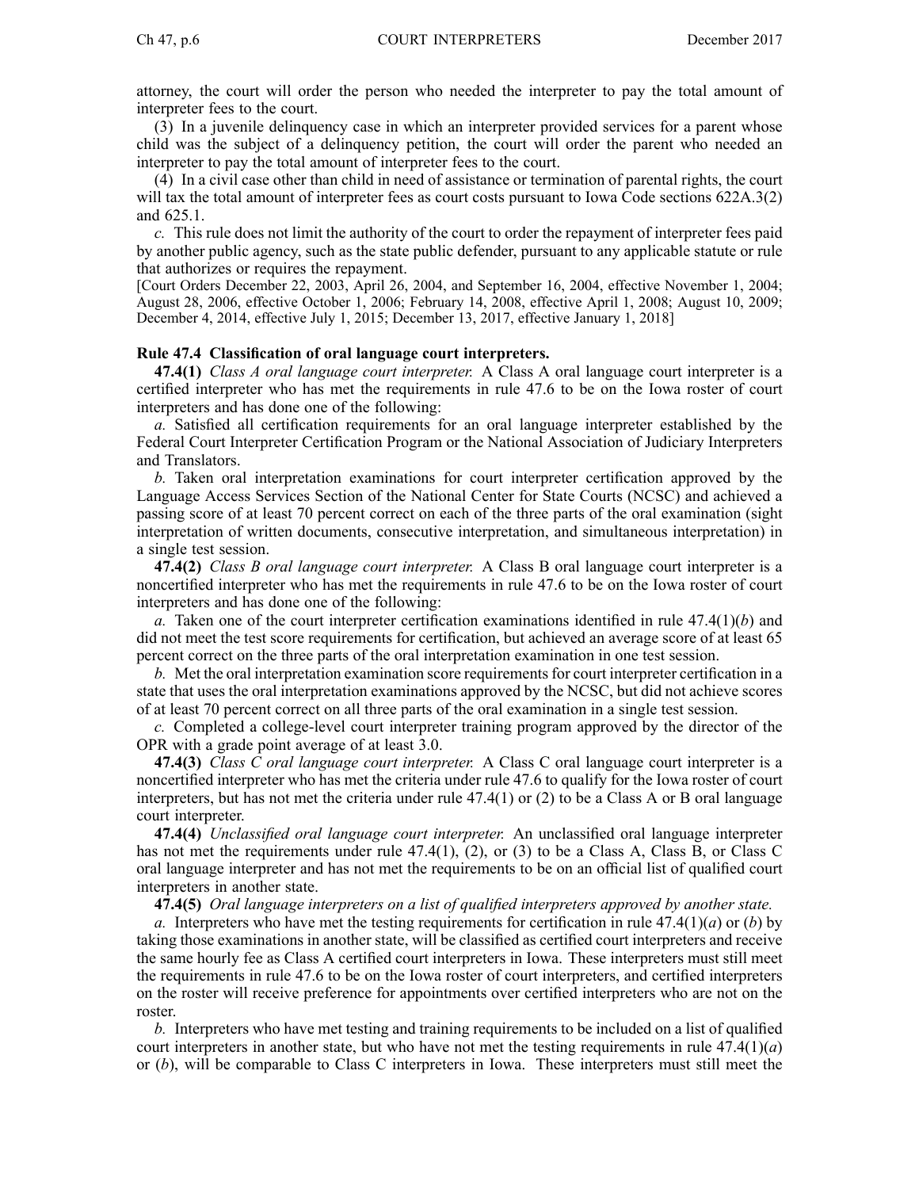attorney, the court will order the person who needed the interpreter to pay the total amount of interpreter fees to the court.

(3) In a juvenile delinquency case in which an interpreter provided services for a parent whose child was the subject of a delinquency petition, the court will order the parent who needed an interpreter to pay the total amount of interpreter fees to the court.

(4) In a civil case other than child in need of assistance or termination of parental rights, the court will tax the total amount of interpreter fees as court costs pursuant to Iowa Code sections 622A.3(2) and 625.1.

*c.* This rule does not limit the authority of the court to order the repayment of interpreter fees paid by another public agency, such as the state public defender, pursuant to any applicable statute or rule that authorizes or requires the repayment.

[Court Orders December 22, 2003, April 26, 2004, and September 16, 2004, effective November 1, 2004; August 28, 2006, effective October 1, 2006; February 14, 2008, effective April 1, 2008; August 10, 2009; December 4, 2014, effective July 1, 2015; December 13, 2017, effective January 1, 2018]

### Rule 47.4 Classification of oral language court interpreters.

**47.4(1)** *Class A oral language court interpreter.* A Class A oral language court interpreter is a certified interpreter who has met the requirements in rule 47.6 to be on the Iowa roster of court interpreters and has done one of the following:

*a.* Satisfied all certification requirements for an oral language interpreter established by the Federal Court Interpreter Certification Program or the National Association of Judiciary Interpreters and Translators.

*b.* Taken oral interpretation examinations for court interpreter certification approved by the Language Access Services Section of the National Center for State Courts (NCSC) and achieved a passing score of at least 70 percent correct on each of the three parts of the oral examination (sight interpretation of written documents, consecutive interpretation, and simultaneous interpretation) in a single test session.

**47.4(2)** *Class B oral language court interpreter.* A Class B oral language court interpreter is a noncertified interpreter who has met the requirements in rule 47.6 to be on the Iowa roster of court interpreters and has done one of the following:

*a.* Taken one of the court interpreter certification examinations identified in rule 47.4(1)(*b*) and did not meet the test score requirements for certification, but achieved an average score of at least 65 percent correct on the three parts of the oral interpretation examination in one test session.

*b.* Met the oral interpretation examination score requirements for court interpreter certification in a state that uses the oral interpretation examinations approved by the NCSC, but did not achieve scores of at least 70 percent correct on all three parts of the oral examination in a single test session.

*c.* Completed a college-level court interpreter training program approved by the director of the OPR with a grade point average of at least 3.0.

**47.4(3)** *Class C oral language court interpreter.* A Class C oral language court interpreter is a noncertified interpreter who has met the criteria under rule 47.6 to qualify for the Iowa roster of court interpreters, but has not met the criteria under rule 47.4(1) or (2) to be a Class A or B oral language court interpreter.

**47.4(4)** *Unclassified oral language court interpreter.* An unclassified oral language interpreter has not met the requirements under rule 47.4(1), (2), or (3) to be a Class A, Class B, or Class C oral language interpreter and has not met the requirements to be on an official list of qualified court interpreters in another state.

**47.4(5)** *Oral language interpreters on a list of qualified interpreters approved by another state.*

*a.* Interpreters who have met the testing requirements for certification in rule 47.4(1)(*a*) or (*b*) by taking those examinations in another state, will be classified as certified court interpreters and receive the same hourly fee as Class A certified court interpreters in Iowa. These interpreters must still meet the requirements in rule 47.6 to be on the Iowa roster of court interpreters, and certified interpreters on the roster will receive preference for appointments over certified interpreters who are not on the roster.

*b.* Interpreters who have met testing and training requirements to be included on a list of qualified court interpreters in another state, but who have not met the testing requirements in rule 47.4(1)(*a*) or (*b*), will be comparable to Class C interpreters in Iowa. These interpreters must still meet the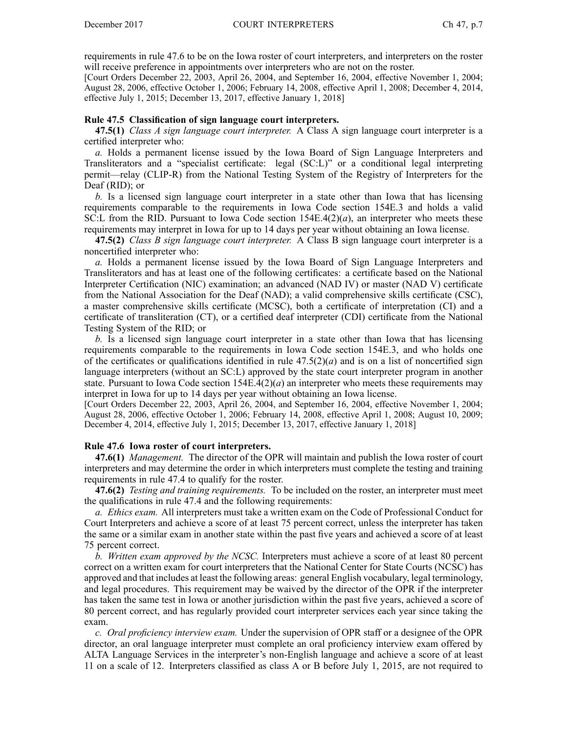requirements in rule 47.6 to be on the Iowa roster of court interpreters, and interpreters on the roster will receive preference in appointments over interpreters who are not on the roster.
[Court Orders December 22, 2003, April 26, 2004, and September 16, 2004, effective November 1, 2004; August 28, 2006, effective October 1, 2006; February 14, 2008, effective April 1, 2008; December 4, 2014, effective July 1, 2015; December 13, 2017, effective January 1, 2018]

### Rule 47.5 Classification of sign language court interpreters.

**47.5(1)** *Class A sign language court interpreter.* A Class A sign language court interpreter is a certified interpreter who:

*a.* Holds a permanent license issued by the Iowa Board of Sign Language Interpreters and Transliterators and a "specialist certificate: legal (SC:L)" or a conditional legal interpreting permit—relay (CLIP-R) from the National Testing System of the Registry of Interpreters for the Deaf (RID); or

*b.* Is a licensed sign language court interpreter in a state other than Iowa that has licensing requirements comparable to the requirements in Iowa Code section 154E.3 and holds a valid SC:L from the RID. Pursuant to Iowa Code section 154E.4(2)(*a*), an interpreter who meets these requirements may interpret in Iowa for up to 14 days per year without obtaining an Iowa license.

**47.5(2)** *Class B sign language court interpreter.* A Class B sign language court interpreter is a noncertified interpreter who:

*a.* Holds a permanent license issued by the Iowa Board of Sign Language Interpreters and Transliterators and has at least one of the following certificates: a certificate based on the National Interpreter Certification (NIC) examination; an advanced (NAD IV) or master (NAD V) certificate from the National Association for the Deaf (NAD); a valid comprehensive skills certificate (CSC), a master comprehensive skills certificate (MCSC), both a certificate of interpretation (CI) and a certificate of transliteration (CT), or a certified deaf interpreter (CDI) certificate from the National Testing System of the RID; or

*b.* Is a licensed sign language court interpreter in a state other than Iowa that has licensing requirements comparable to the requirements in Iowa Code section 154E.3, and who holds one of the certificates or qualifications identified in rule 47.5(2)(*a*) and is on a list of noncertified sign language interpreters (without an SC:L) approved by the state court interpreter program in another state. Pursuant to Iowa Code section 154E.4(2)(*a*) an interpreter who meets these requirements may interpret in Iowa for up to 14 days per year without obtaining an Iowa license.
[Court Orders December 22, 2003, April 26, 2004, and September 16, 2004, effective November 1, 2004; August 28, 2006, effective October 1, 2006; February 14, 2008, effective April 1, 2008; August 10, 2009; December 4, 2014, effective July 1, 2015; December 13, 2017, effective January 1, 2018]

### Rule 47.6 Iowa roster of court interpreters.

**47.6(1)** *Management.* The director of the OPR will maintain and publish the Iowa roster of court interpreters and may determine the order in which interpreters must complete the testing and training requirements in rule 47.4 to qualify for the roster.

**47.6(2)** *Testing and training requirements.* To be included on the roster, an interpreter must meet the qualifications in rule 47.4 and the following requirements:

*a. Ethics exam.* All interpreters must take a written exam on the Code of Professional Conduct for Court Interpreters and achieve a score of at least 75 percent correct, unless the interpreter has taken the same or a similar exam in another state within the past five years and achieved a score of at least 75 percent correct.

*b. Written exam approved by the NCSC.* Interpreters must achieve a score of at least 80 percent correct on a written exam for court interpreters that the National Center for State Courts (NCSC) has approved and that includes at least the following areas: general English vocabulary, legal terminology, and legal procedures. This requirement may be waived by the director of the OPR if the interpreter has taken the same test in Iowa or another jurisdiction within the past five years, achieved a score of 80 percent correct, and has regularly provided court interpreter services each year since taking the exam.

*c. Oral proficiency interview exam.* Under the supervision of OPR staff or a designee of the OPR director, an oral language interpreter must complete an oral proficiency interview exam offered by ALTA Language Services in the interpreter's non-English language and achieve a score of at least 11 on a scale of 12. Interpreters classified as class A or B before July 1, 2015, are not required to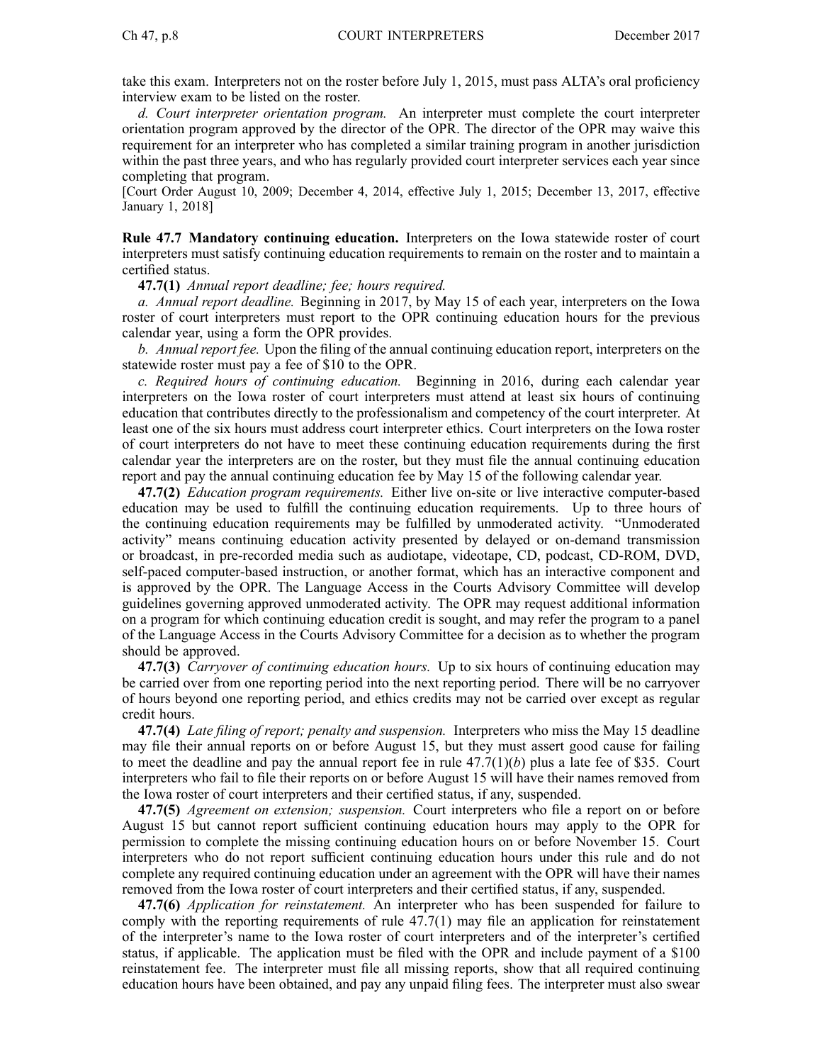take this exam. Interpreters not on the roster before July 1, 2015, must pass ALTA's oral proficiency interview exam to be listed on the roster.

*d. Court interpreter orientation program.* An interpreter must complete the court interpreter orientation program approved by the director of the OPR. The director of the OPR may waive this requirement for an interpreter who has completed a similar training program in another jurisdiction within the past three years, and who has regularly provided court interpreter services each year since completing that program.

[Court Order August 10, 2009; December 4, 2014, effective July 1, 2015; December 13, 2017, effective January 1, 2018]

**Rule 47.7 Mandatory continuing education.** Interpreters on the Iowa statewide roster of court interpreters must satisfy continuing education requirements to remain on the roster and to maintain a certified status.

**47.7(1)** *Annual report deadline; fee; hours required.*

*a. Annual report deadline.* Beginning in 2017, by May 15 of each year, interpreters on the Iowa roster of court interpreters must report to the OPR continuing education hours for the previous calendar year, using a form the OPR provides.

*b. Annual report fee.* Upon the filing of the annual continuing education report, interpreters on the statewide roster must pay a fee of $10 to the OPR.

*c. Required hours of continuing education.* Beginning in 2016, during each calendar year interpreters on the Iowa roster of court interpreters must attend at least six hours of continuing education that contributes directly to the professionalism and competency of the court interpreter. At least one of the six hours must address court interpreter ethics. Court interpreters on the Iowa roster of court interpreters do not have to meet these continuing education requirements during the first calendar year the interpreters are on the roster, but they must file the annual continuing education report and pay the annual continuing education fee by May 15 of the following calendar year.

**47.7(2)** *Education program requirements.* Either live on-site or live interactive computer-based education may be used to fulfill the continuing education requirements. Up to three hours of the continuing education requirements may be fulfilled by unmoderated activity. "Unmoderated activity" means continuing education activity presented by delayed or on-demand transmission or broadcast, in pre-recorded media such as audiotape, videotape, CD, podcast, CD-ROM, DVD, self-paced computer-based instruction, or another format, which has an interactive component and is approved by the OPR. The Language Access in the Courts Advisory Committee will develop guidelines governing approved unmoderated activity. The OPR may request additional information on a program for which continuing education credit is sought, and may refer the program to a panel of the Language Access in the Courts Advisory Committee for a decision as to whether the program should be approved.

**47.7(3)** *Carryover of continuing education hours.* Up to six hours of continuing education may be carried over from one reporting period into the next reporting period. There will be no carryover of hours beyond one reporting period, and ethics credits may not be carried over except as regular credit hours.

**47.7(4)** *Late filing of report; penalty and suspension.* Interpreters who miss the May 15 deadline may file their annual reports on or before August 15, but they must assert good cause for failing to meet the deadline and pay the annual report fee in rule 47.7(1)(*b*) plus a late fee of $35. Court interpreters who fail to file their reports on or before August 15 will have their names removed from the Iowa roster of court interpreters and their certified status, if any, suspended.

**47.7(5)** *Agreement on extension; suspension.* Court interpreters who file a report on or before August 15 but cannot report sufficient continuing education hours may apply to the OPR for permission to complete the missing continuing education hours on or before November 15. Court interpreters who do not report sufficient continuing education hours under this rule and do not complete any required continuing education under an agreement with the OPR will have their names removed from the Iowa roster of court interpreters and their certified status, if any, suspended.

**47.7(6)** *Application for reinstatement.* An interpreter who has been suspended for failure to comply with the reporting requirements of rule 47.7(1) may file an application for reinstatement of the interpreter's name to the Iowa roster of court interpreters and of the interpreter's certified status, if applicable. The application must be filed with the OPR and include payment of a $100 reinstatement fee. The interpreter must file all missing reports, show that all required continuing education hours have been obtained, and pay any unpaid filing fees. The interpreter must also swear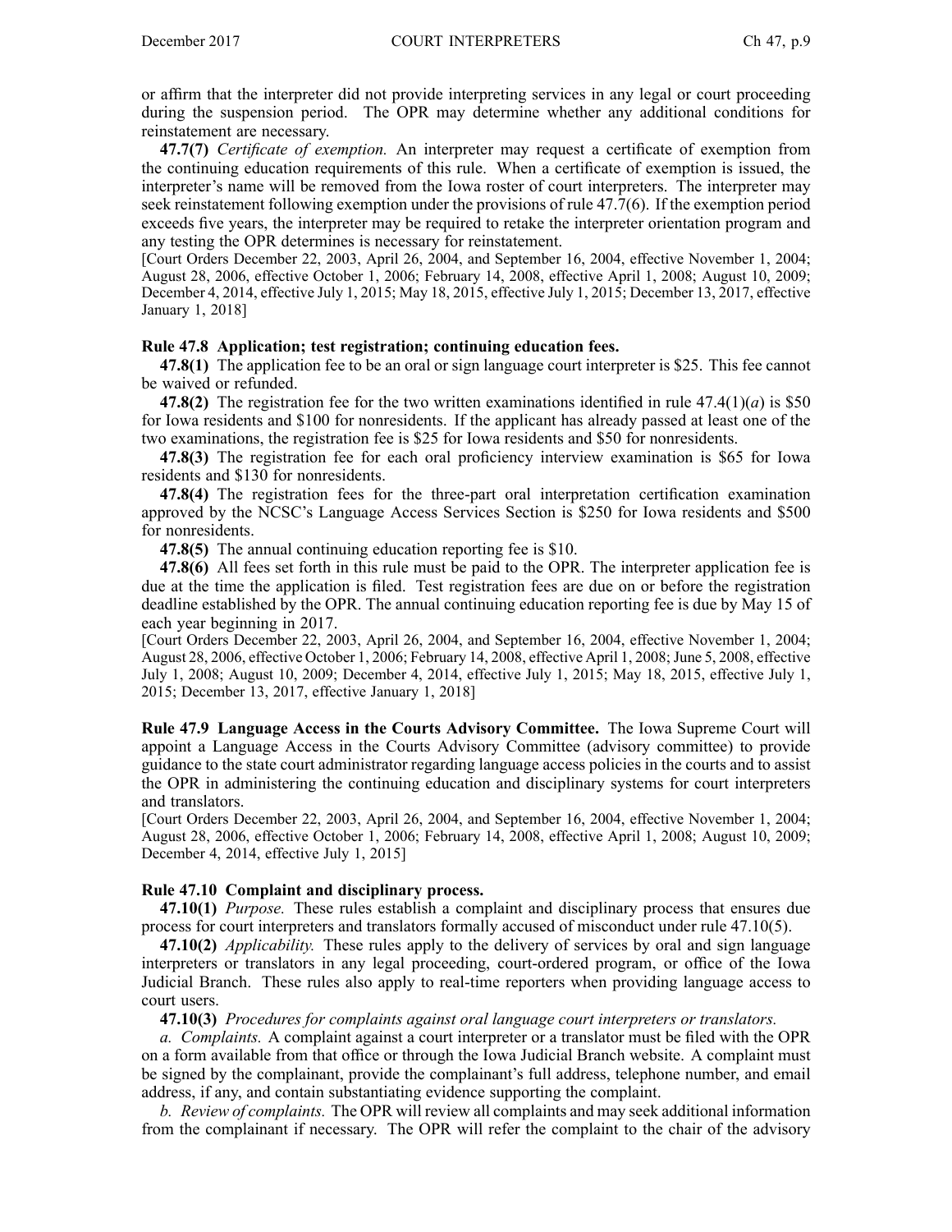or affirm that the interpreter did not provide interpreting services in any legal or court proceeding during the suspension period. The OPR may determine whether any additional conditions for reinstatement are necessary.

**47.7(7)** *Certificate of exemption.* An interpreter may request a certificate of exemption from the continuing education requirements of this rule. When a certificate of exemption is issued, the interpreter's name will be removed from the Iowa roster of court interpreters. The interpreter may seek reinstatement following exemption under the provisions of rule 47.7(6). If the exemption period exceeds five years, the interpreter may be required to retake the interpreter orientation program and any testing the OPR determines is necessary for reinstatement.

[Court Orders December 22, 2003, April 26, 2004, and September 16, 2004, effective November 1, 2004; August 28, 2006, effective October 1, 2006; February 14, 2008, effective April 1, 2008; August 10, 2009; December 4, 2014, effective July 1, 2015; May 18, 2015, effective July 1, 2015; December 13, 2017, effective January 1, 2018]

### Rule 47.8 Application; test registration; continuing education fees.

**47.8(1)** The application fee to be an oral or sign language court interpreter is $25. This fee cannot be waived or refunded.

**47.8(2)** The registration fee for the two written examinations identified in rule 47.4(1)(*a*) is $50 for Iowa residents and $100 for nonresidents. If the applicant has already passed at least one of the two examinations, the registration fee is $25 for Iowa residents and $50 for nonresidents.

**47.8(3)** The registration fee for each oral proficiency interview examination is $65 for Iowa residents and $130 for nonresidents.

**47.8(4)** The registration fees for the three-part oral interpretation certification examination approved by the NCSC's Language Access Services Section is $250 for Iowa residents and $500 for nonresidents.

**47.8(5)** The annual continuing education reporting fee is $10.

**47.8(6)** All fees set forth in this rule must be paid to the OPR. The interpreter application fee is due at the time the application is filed. Test registration fees are due on or before the registration deadline established by the OPR. The annual continuing education reporting fee is due by May 15 of each year beginning in 2017.

[Court Orders December 22, 2003, April 26, 2004, and September 16, 2004, effective November 1, 2004; August 28, 2006, effective October 1, 2006; February 14, 2008, effective April 1, 2008; June 5, 2008, effective July 1, 2008; August 10, 2009; December 4, 2014, effective July 1, 2015; May 18, 2015, effective July 1, 2015; December 13, 2017, effective January 1, 2018]

### Rule 47.9 Language Access in the Courts Advisory Committee.

The Iowa Supreme Court will appoint a Language Access in the Courts Advisory Committee (advisory committee) to provide guidance to the state court administrator regarding language access policies in the courts and to assist the OPR in administering the continuing education and disciplinary systems for court interpreters and translators.

[Court Orders December 22, 2003, April 26, 2004, and September 16, 2004, effective November 1, 2004; August 28, 2006, effective October 1, 2006; February 14, 2008, effective April 1, 2008; August 10, 2009; December 4, 2014, effective July 1, 2015]

### Rule 47.10 Complaint and disciplinary process.

**47.10(1)** *Purpose.* These rules establish a complaint and disciplinary process that ensures due process for court interpreters and translators formally accused of misconduct under rule 47.10(5).

**47.10(2)** *Applicability.* These rules apply to the delivery of services by oral and sign language interpreters or translators in any legal proceeding, court-ordered program, or office of the Iowa Judicial Branch. These rules also apply to real-time reporters when providing language access to court users.

**47.10(3)** *Procedures for complaints against oral language court interpreters or translators.*

*a. Complaints.* A complaint against a court interpreter or a translator must be filed with the OPR on a form available from that office or through the Iowa Judicial Branch website. A complaint must be signed by the complainant, provide the complainant's full address, telephone number, and email address, if any, and contain substantiating evidence supporting the complaint.

*b. Review of complaints.* The OPR will review all complaints and may seek additional information from the complainant if necessary. The OPR will refer the complaint to the chair of the advisory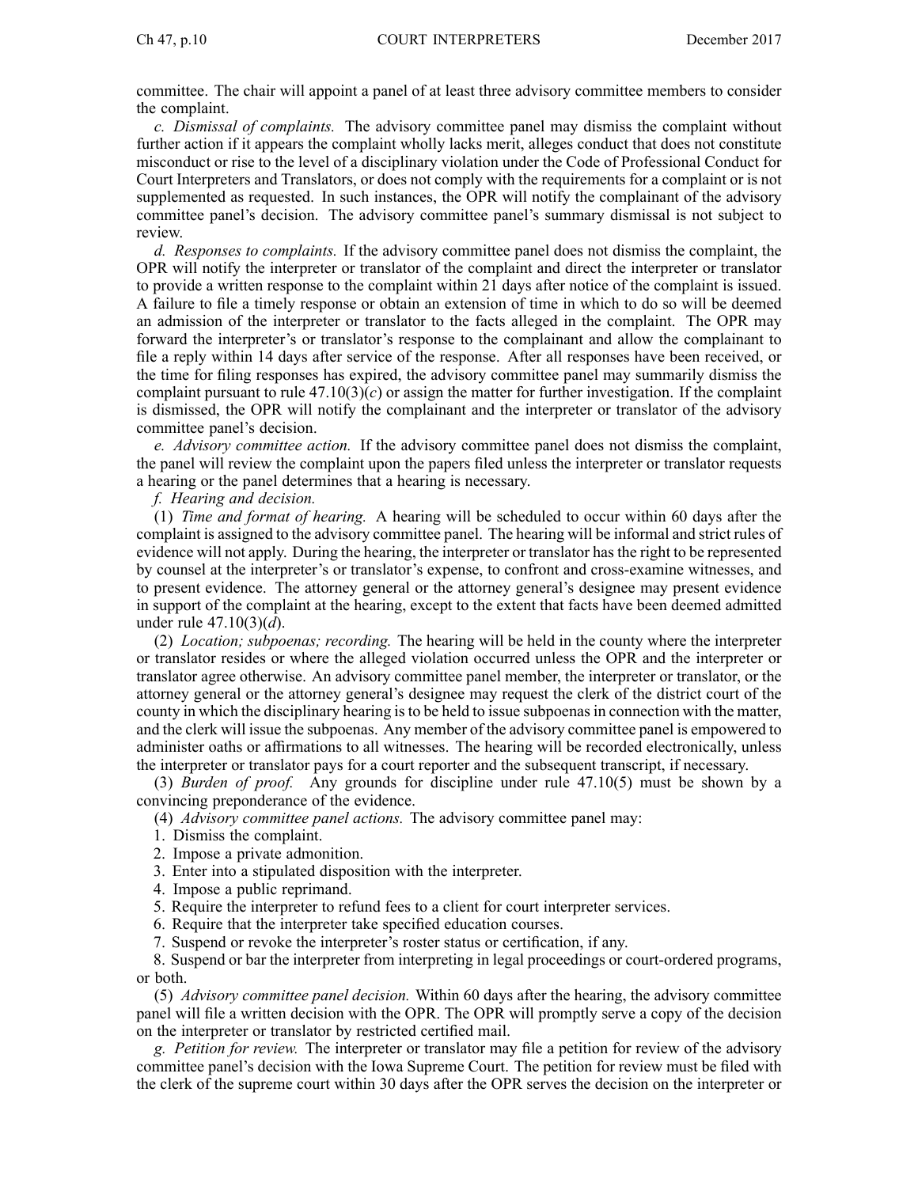committee. The chair will appoint a panel of at least three advisory committee members to consider the complaint.

*c. Dismissal of complaints.* The advisory committee panel may dismiss the complaint without further action if it appears the complaint wholly lacks merit, alleges conduct that does not constitute misconduct or rise to the level of a disciplinary violation under the Code of Professional Conduct for Court Interpreters and Translators, or does not comply with the requirements for a complaint or is not supplemented as requested. In such instances, the OPR will notify the complainant of the advisory committee panel's decision. The advisory committee panel's summary dismissal is not subject to review.

*d. Responses to complaints.* If the advisory committee panel does not dismiss the complaint, the OPR will notify the interpreter or translator of the complaint and direct the interpreter or translator to provide a written response to the complaint within 21 days after notice of the complaint is issued. A failure to file a timely response or obtain an extension of time in which to do so will be deemed an admission of the interpreter or translator to the facts alleged in the complaint. The OPR may forward the interpreter's or translator's response to the complainant and allow the complainant to file a reply within 14 days after service of the response. After all responses have been received, or the time for filing responses has expired, the advisory committee panel may summarily dismiss the complaint pursuant to rule 47.10(3)(*c*) or assign the matter for further investigation. If the complaint is dismissed, the OPR will notify the complainant and the interpreter or translator of the advisory committee panel's decision.

*e. Advisory committee action.* If the advisory committee panel does not dismiss the complaint, the panel will review the complaint upon the papers filed unless the interpreter or translator requests a hearing or the panel determines that a hearing is necessary.

*f. Hearing and decision.*

(1) *Time and format of hearing.* A hearing will be scheduled to occur within 60 days after the complaint is assigned to the advisory committee panel. The hearing will be informal and strict rules of evidence will not apply. During the hearing, the interpreter or translator has the right to be represented by counsel at the interpreter's or translator's expense, to confront and cross-examine witnesses, and to present evidence. The attorney general or the attorney general's designee may present evidence in support of the complaint at the hearing, except to the extent that facts have been deemed admitted under rule 47.10(3)(*d*).

(2) *Location; subpoenas; recording.* The hearing will be held in the county where the interpreter or translator resides or where the alleged violation occurred unless the OPR and the interpreter or translator agree otherwise. An advisory committee panel member, the interpreter or translator, or the attorney general or the attorney general's designee may request the clerk of the district court of the county in which the disciplinary hearing is to be held to issue subpoenas in connection with the matter, and the clerk will issue the subpoenas. Any member of the advisory committee panel is empowered to administer oaths or affirmations to all witnesses. The hearing will be recorded electronically, unless the interpreter or translator pays for a court reporter and the subsequent transcript, if necessary.

(3) *Burden of proof.* Any grounds for discipline under rule 47.10(5) must be shown by a convincing preponderance of the evidence.

(4) *Advisory committee panel actions.* The advisory committee panel may:

1. Dismiss the complaint.
2. Impose a private admonition.
3. Enter into a stipulated disposition with the interpreter.
4. Impose a public reprimand.
5. Require the interpreter to refund fees to a client for court interpreter services.
6. Require that the interpreter take specified education courses.
7. Suspend or revoke the interpreter's roster status or certification, if any.
8. Suspend or bar the interpreter from interpreting in legal proceedings or court-ordered programs, or both.

(5) *Advisory committee panel decision.* Within 60 days after the hearing, the advisory committee panel will file a written decision with the OPR. The OPR will promptly serve a copy of the decision on the interpreter or translator by restricted certified mail.

*g. Petition for review.* The interpreter or translator may file a petition for review of the advisory committee panel's decision with the Iowa Supreme Court. The petition for review must be filed with the clerk of the supreme court within 30 days after the OPR serves the decision on the interpreter or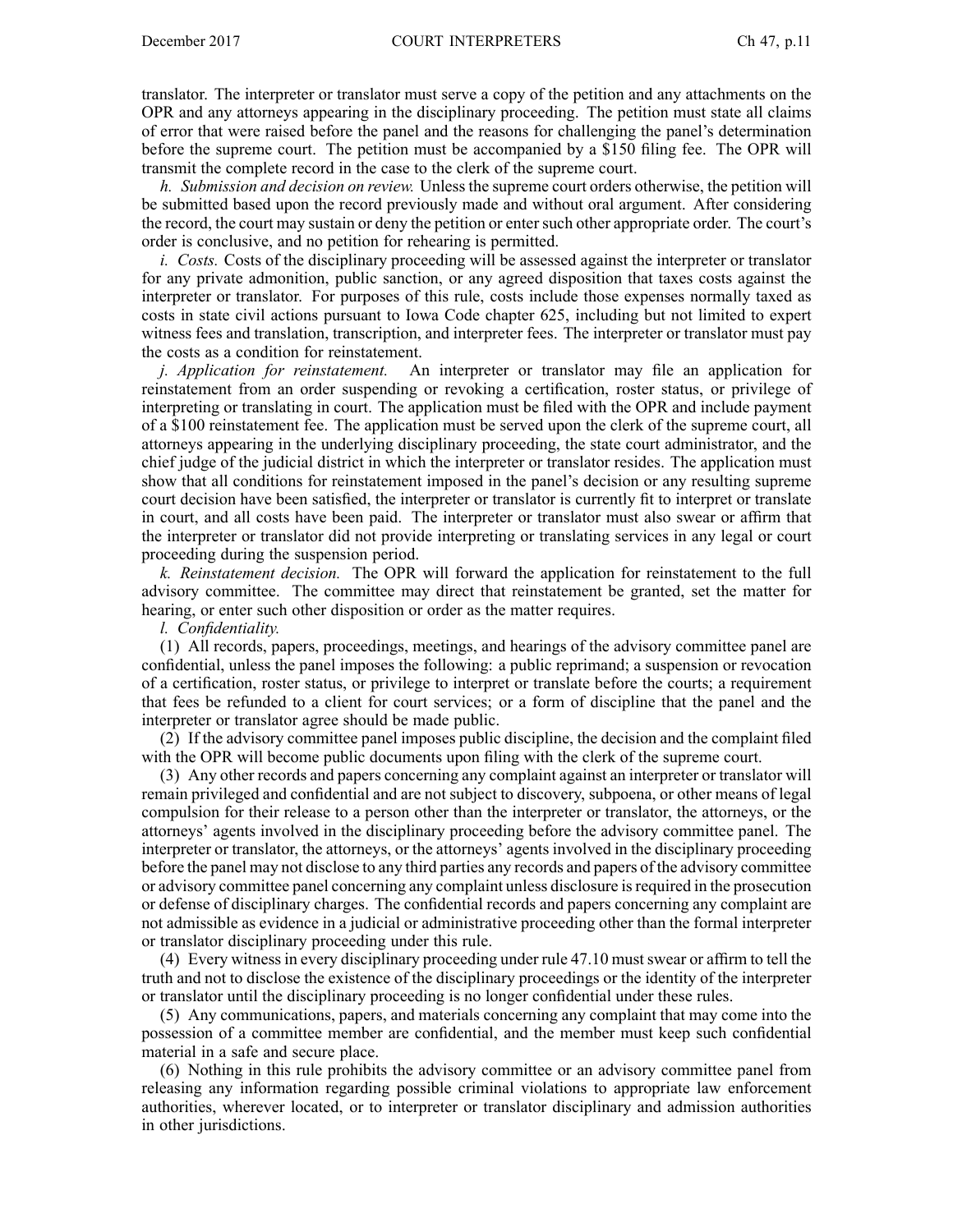translator. The interpreter or translator must serve a copy of the petition and any attachments on the OPR and any attorneys appearing in the disciplinary proceeding. The petition must state all claims of error that were raised before the panel and the reasons for challenging the panel's determination before the supreme court. The petition must be accompanied by a $150 filing fee. The OPR will transmit the complete record in the case to the clerk of the supreme court.

*h. Submission and decision on review.* Unless the supreme court orders otherwise, the petition will be submitted based upon the record previously made and without oral argument. After considering the record, the court may sustain or deny the petition or enter such other appropriate order. The court's order is conclusive, and no petition for rehearing is permitted.

*i. Costs.* Costs of the disciplinary proceeding will be assessed against the interpreter or translator for any private admonition, public sanction, or any agreed disposition that taxes costs against the interpreter or translator. For purposes of this rule, costs include those expenses normally taxed as costs in state civil actions pursuant to Iowa Code chapter 625, including but not limited to expert witness fees and translation, transcription, and interpreter fees. The interpreter or translator must pay the costs as a condition for reinstatement.

*j. Application for reinstatement.* An interpreter or translator may file an application for reinstatement from an order suspending or revoking a certification, roster status, or privilege of interpreting or translating in court. The application must be filed with the OPR and include payment of a $100 reinstatement fee. The application must be served upon the clerk of the supreme court, all attorneys appearing in the underlying disciplinary proceeding, the state court administrator, and the chief judge of the judicial district in which the interpreter or translator resides. The application must show that all conditions for reinstatement imposed in the panel's decision or any resulting supreme court decision have been satisfied, the interpreter or translator is currently fit to interpret or translate in court, and all costs have been paid. The interpreter or translator must also swear or affirm that the interpreter or translator did not provide interpreting or translating services in any legal or court proceeding during the suspension period.

*k. Reinstatement decision.* The OPR will forward the application for reinstatement to the full advisory committee. The committee may direct that reinstatement be granted, set the matter for hearing, or enter such other disposition or order as the matter requires.

*l. Confidentiality.*

(1) All records, papers, proceedings, meetings, and hearings of the advisory committee panel are confidential, unless the panel imposes the following: a public reprimand; a suspension or revocation of a certification, roster status, or privilege to interpret or translate before the courts; a requirement that fees be refunded to a client for court services; or a form of discipline that the panel and the interpreter or translator agree should be made public.

(2) If the advisory committee panel imposes public discipline, the decision and the complaint filed with the OPR will become public documents upon filing with the clerk of the supreme court.

(3) Any other records and papers concerning any complaint against an interpreter or translator will remain privileged and confidential and are not subject to discovery, subpoena, or other means of legal compulsion for their release to a person other than the interpreter or translator, the attorneys, or the attorneys' agents involved in the disciplinary proceeding before the advisory committee panel. The interpreter or translator, the attorneys, or the attorneys' agents involved in the disciplinary proceeding before the panel may not disclose to any third parties any records and papers of the advisory committee or advisory committee panel concerning any complaint unless disclosure is required in the prosecution or defense of disciplinary charges. The confidential records and papers concerning any complaint are not admissible as evidence in a judicial or administrative proceeding other than the formal interpreter or translator disciplinary proceeding under this rule.

(4) Every witness in every disciplinary proceeding under rule 47.10 must swear or affirm to tell the truth and not to disclose the existence of the disciplinary proceedings or the identity of the interpreter or translator until the disciplinary proceeding is no longer confidential under these rules.

(5) Any communications, papers, and materials concerning any complaint that may come into the possession of a committee member are confidential, and the member must keep such confidential material in a safe and secure place.

(6) Nothing in this rule prohibits the advisory committee or an advisory committee panel from releasing any information regarding possible criminal violations to appropriate law enforcement authorities, wherever located, or to interpreter or translator disciplinary and admission authorities in other jurisdictions.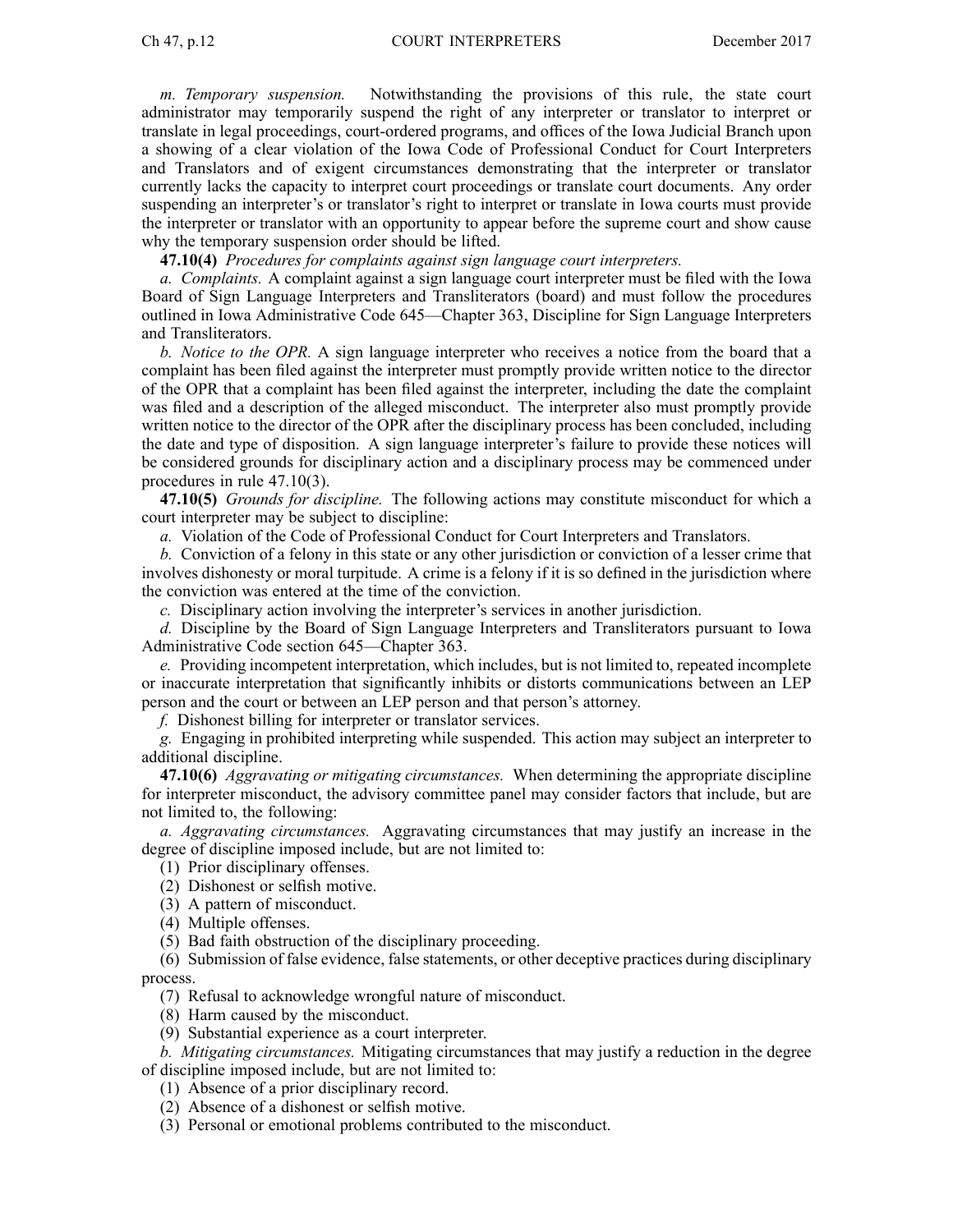*m. Temporary suspension.* Notwithstanding the provisions of this rule, the state court administrator may temporarily suspend the right of any interpreter or translator to interpret or translate in legal proceedings, court-ordered programs, and offices of the Iowa Judicial Branch upon a showing of a clear violation of the Iowa Code of Professional Conduct for Court Interpreters and Translators and of exigent circumstances demonstrating that the interpreter or translator currently lacks the capacity to interpret court proceedings or translate court documents. Any order suspending an interpreter's or translator's right to interpret or translate in Iowa courts must provide the interpreter or translator with an opportunity to appear before the supreme court and show cause why the temporary suspension order should be lifted.

**47.10(4)** *Procedures for complaints against sign language court interpreters.*

*a. Complaints.* A complaint against a sign language court interpreter must be filed with the Iowa Board of Sign Language Interpreters and Transliterators (board) and must follow the procedures outlined in Iowa Administrative Code 645—Chapter 363, Discipline for Sign Language Interpreters and Transliterators.

*b. Notice to the OPR.* A sign language interpreter who receives a notice from the board that a complaint has been filed against the interpreter must promptly provide written notice to the director of the OPR that a complaint has been filed against the interpreter, including the date the complaint was filed and a description of the alleged misconduct. The interpreter also must promptly provide written notice to the director of the OPR after the disciplinary process has been concluded, including the date and type of disposition. A sign language interpreter's failure to provide these notices will be considered grounds for disciplinary action and a disciplinary process may be commenced under procedures in rule 47.10(3).

**47.10(5)** *Grounds for discipline.* The following actions may constitute misconduct for which a court interpreter may be subject to discipline:

*a.* Violation of the Code of Professional Conduct for Court Interpreters and Translators.

*b.* Conviction of a felony in this state or any other jurisdiction or conviction of a lesser crime that involves dishonesty or moral turpitude. A crime is a felony if it is so defined in the jurisdiction where the conviction was entered at the time of the conviction.

*c.* Disciplinary action involving the interpreter's services in another jurisdiction.

*d.* Discipline by the Board of Sign Language Interpreters and Transliterators pursuant to Iowa Administrative Code section 645—Chapter 363.

*e.* Providing incompetent interpretation, which includes, but is not limited to, repeated incomplete or inaccurate interpretation that significantly inhibits or distorts communications between an LEP person and the court or between an LEP person and that person's attorney.

*f.* Dishonest billing for interpreter or translator services.

*g.* Engaging in prohibited interpreting while suspended. This action may subject an interpreter to additional discipline.

**47.10(6)** *Aggravating or mitigating circumstances.* When determining the appropriate discipline for interpreter misconduct, the advisory committee panel may consider factors that include, but are not limited to, the following:

*a. Aggravating circumstances.* Aggravating circumstances that may justify an increase in the degree of discipline imposed include, but are not limited to:

(1) Prior disciplinary offenses.

(2) Dishonest or selfish motive.

(3) A pattern of misconduct.

(4) Multiple offenses.

(5) Bad faith obstruction of the disciplinary proceeding.

(6) Submission of false evidence, false statements, or other deceptive practices during disciplinary process.

(7) Refusal to acknowledge wrongful nature of misconduct.

(8) Harm caused by the misconduct.

(9) Substantial experience as a court interpreter.

*b. Mitigating circumstances.* Mitigating circumstances that may justify a reduction in the degree of discipline imposed include, but are not limited to:

(1) Absence of a prior disciplinary record.

(2) Absence of a dishonest or selfish motive.

(3) Personal or emotional problems contributed to the misconduct.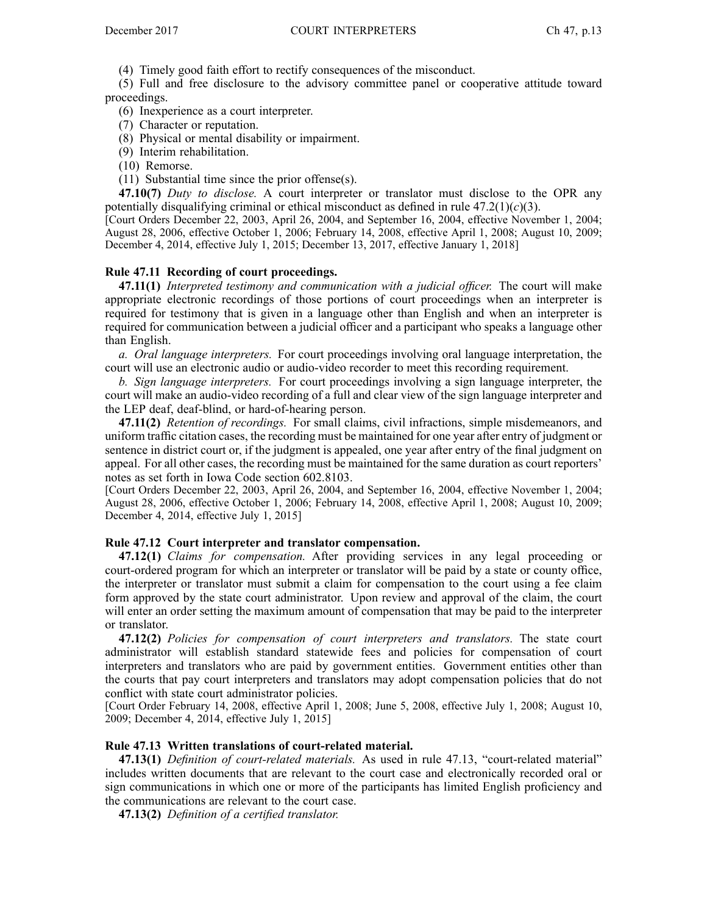(4) Timely good faith effort to rectify consequences of the misconduct.

(5) Full and free disclosure to the advisory committee panel or cooperative attitude toward proceedings.

(6) Inexperience as a court interpreter.

(7) Character or reputation.

(8) Physical or mental disability or impairment.

(9) Interim rehabilitation.

(10) Remorse.

(11) Substantial time since the prior offense(s).

**47.10(7)** *Duty to disclose.* A court interpreter or translator must disclose to the OPR any potentially disqualifying criminal or ethical misconduct as defined in rule 47.2(1)(*c*)(3).

[Court Orders December 22, 2003, April 26, 2004, and September 16, 2004, effective November 1, 2004; August 28, 2006, effective October 1, 2006; February 14, 2008, effective April 1, 2008; August 10, 2009; December 4, 2014, effective July 1, 2015; December 13, 2017, effective January 1, 2018]

### Rule 47.11 Recording of court proceedings.

**47.11(1)** *Interpreted testimony and communication with a judicial officer.* The court will make appropriate electronic recordings of those portions of court proceedings when an interpreter is required for testimony that is given in a language other than English and when an interpreter is required for communication between a judicial officer and a participant who speaks a language other than English.

*a. Oral language interpreters.* For court proceedings involving oral language interpretation, the court will use an electronic audio or audio-video recorder to meet this recording requirement.

*b. Sign language interpreters.* For court proceedings involving a sign language interpreter, the court will make an audio-video recording of a full and clear view of the sign language interpreter and the LEP deaf, deaf-blind, or hard-of-hearing person.

**47.11(2)** *Retention of recordings.* For small claims, civil infractions, simple misdemeanors, and uniform traffic citation cases, the recording must be maintained for one year after entry of judgment or sentence in district court or, if the judgment is appealed, one year after entry of the final judgment on appeal. For all other cases, the recording must be maintained for the same duration as court reporters' notes as set forth in Iowa Code section 602.8103.

[Court Orders December 22, 2003, April 26, 2004, and September 16, 2004, effective November 1, 2004; August 28, 2006, effective October 1, 2006; February 14, 2008, effective April 1, 2008; August 10, 2009; December 4, 2014, effective July 1, 2015]

### Rule 47.12 Court interpreter and translator compensation.

**47.12(1)** *Claims for compensation.* After providing services in any legal proceeding or court-ordered program for which an interpreter or translator will be paid by a state or county office, the interpreter or translator must submit a claim for compensation to the court using a fee claim form approved by the state court administrator. Upon review and approval of the claim, the court will enter an order setting the maximum amount of compensation that may be paid to the interpreter or translator.

**47.12(2)** *Policies for compensation of court interpreters and translators.* The state court administrator will establish standard statewide fees and policies for compensation of court interpreters and translators who are paid by government entities. Government entities other than the courts that pay court interpreters and translators may adopt compensation policies that do not conflict with state court administrator policies.

[Court Order February 14, 2008, effective April 1, 2008; June 5, 2008, effective July 1, 2008; August 10, 2009; December 4, 2014, effective July 1, 2015]

### Rule 47.13 Written translations of court-related material.

**47.13(1)** *Definition of court-related materials.* As used in rule 47.13, "court-related material" includes written documents that are relevant to the court case and electronically recorded oral or sign communications in which one or more of the participants has limited English proficiency and the communications are relevant to the court case.

**47.13(2)** *Definition of a certified translator.*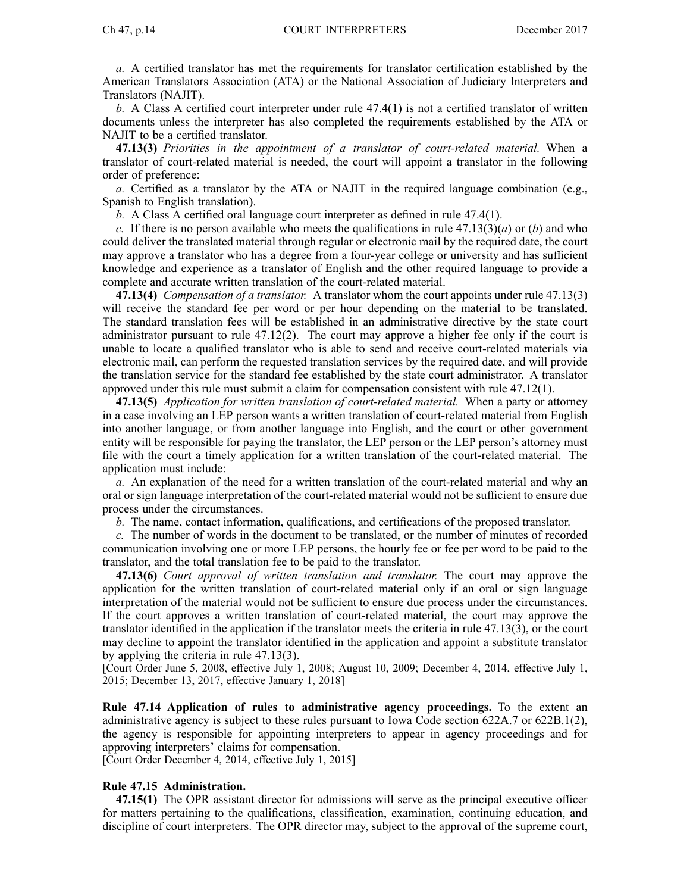*a.* A certified translator has met the requirements for translator certification established by the American Translators Association (ATA) or the National Association of Judiciary Interpreters and Translators (NAJIT).

*b.* A Class A certified court interpreter under rule 47.4(1) is not a certified translator of written documents unless the interpreter has also completed the requirements established by the ATA or NAJIT to be a certified translator.

**47.13(3)** *Priorities in the appointment of a translator of court-related material.* When a translator of court-related material is needed, the court will appoint a translator in the following order of preference:

*a.* Certified as a translator by the ATA or NAJIT in the required language combination (e.g., Spanish to English translation).

*b.* A Class A certified oral language court interpreter as defined in rule 47.4(1).

*c.* If there is no person available who meets the qualifications in rule 47.13(3)(*a*) or (*b*) and who could deliver the translated material through regular or electronic mail by the required date, the court may approve a translator who has a degree from a four-year college or university and has sufficient knowledge and experience as a translator of English and the other required language to provide a complete and accurate written translation of the court-related material.

**47.13(4)** *Compensation of a translator.* A translator whom the court appoints under rule 47.13(3) will receive the standard fee per word or per hour depending on the material to be translated. The standard translation fees will be established in an administrative directive by the state court administrator pursuant to rule 47.12(2). The court may approve a higher fee only if the court is unable to locate a qualified translator who is able to send and receive court-related materials via electronic mail, can perform the requested translation services by the required date, and will provide the translation service for the standard fee established by the state court administrator. A translator approved under this rule must submit a claim for compensation consistent with rule 47.12(1).

**47.13(5)** *Application for written translation of court-related material.* When a party or attorney in a case involving an LEP person wants a written translation of court-related material from English into another language, or from another language into English, and the court or other government entity will be responsible for paying the translator, the LEP person or the LEP person's attorney must file with the court a timely application for a written translation of the court-related material. The application must include:

*a.* An explanation of the need for a written translation of the court-related material and why an oral or sign language interpretation of the court-related material would not be sufficient to ensure due process under the circumstances.

*b.* The name, contact information, qualifications, and certifications of the proposed translator.

*c.* The number of words in the document to be translated, or the number of minutes of recorded communication involving one or more LEP persons, the hourly fee or fee per word to be paid to the translator, and the total translation fee to be paid to the translator.

**47.13(6)** *Court approval of written translation and translator.* The court may approve the application for the written translation of court-related material only if an oral or sign language interpretation of the material would not be sufficient to ensure due process under the circumstances. If the court approves a written translation of court-related material, the court may approve the translator identified in the application if the translator meets the criteria in rule 47.13(3), or the court may decline to appoint the translator identified in the application and appoint a substitute translator by applying the criteria in rule 47.13(3).

[Court Order June 5, 2008, effective July 1, 2008; August 10, 2009; December 4, 2014, effective July 1, 2015; December 13, 2017, effective January 1, 2018]

**Rule 47.14 Application of rules to administrative agency proceedings.** To the extent an administrative agency is subject to these rules pursuant to Iowa Code section 622A.7 or 622B.1(2), the agency is responsible for appointing interpreters to appear in agency proceedings and for approving interpreters' claims for compensation.

[Court Order December 4, 2014, effective July 1, 2015]

**Rule 47.15 Administration.**

**47.15(1)** The OPR assistant director for admissions will serve as the principal executive officer for matters pertaining to the qualifications, classification, examination, continuing education, and discipline of court interpreters. The OPR director may, subject to the approval of the supreme court,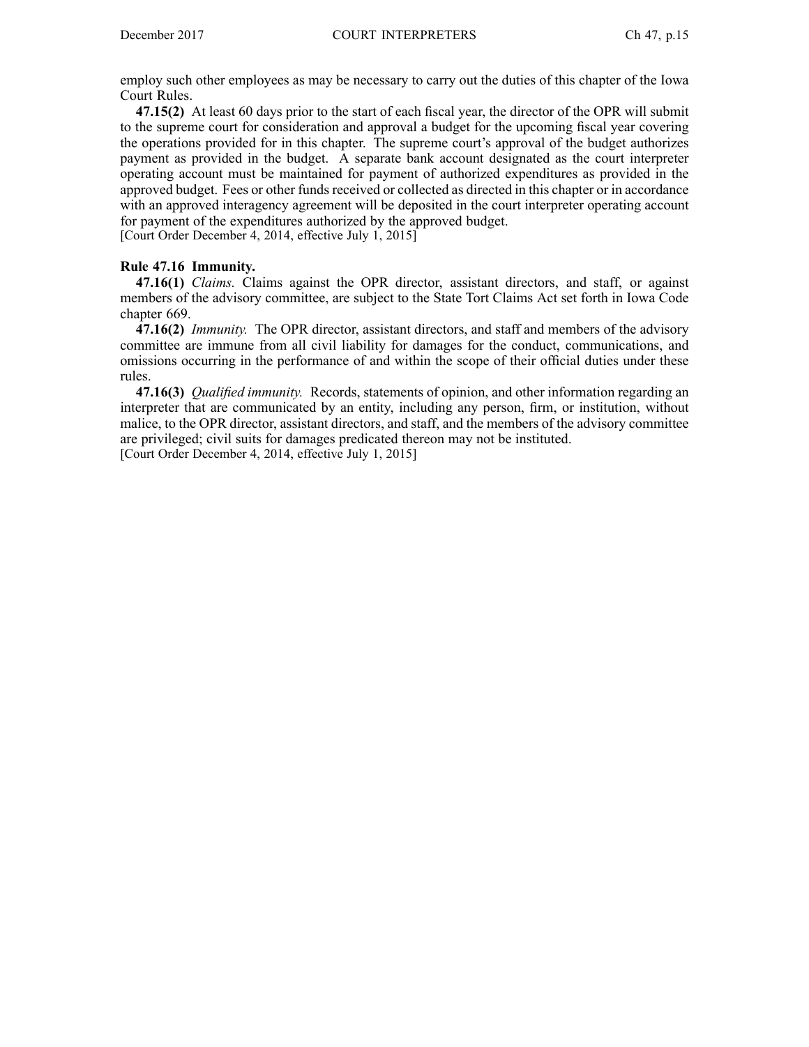employ such other employees as may be necessary to carry out the duties of this chapter of the Iowa Court Rules.

**47.15(2)** At least 60 days prior to the start of each fiscal year, the director of the OPR will submit to the supreme court for consideration and approval a budget for the upcoming fiscal year covering the operations provided for in this chapter. The supreme court's approval of the budget authorizes payment as provided in the budget. A separate bank account designated as the court interpreter operating account must be maintained for payment of authorized expenditures as provided in the approved budget. Fees or other funds received or collected as directed in this chapter or in accordance with an approved interagency agreement will be deposited in the court interpreter operating account for payment of the expenditures authorized by the approved budget.

[Court Order December 4, 2014, effective July 1, 2015]

### Rule 47.16 Immunity.

**47.16(1)** *Claims.* Claims against the OPR director, assistant directors, and staff, or against members of the advisory committee, are subject to the State Tort Claims Act set forth in Iowa Code chapter 669.

**47.16(2)** *Immunity.* The OPR director, assistant directors, and staff and members of the advisory committee are immune from all civil liability for damages for the conduct, communications, and omissions occurring in the performance of and within the scope of their official duties under these rules.

**47.16(3)** *Qualified immunity.* Records, statements of opinion, and other information regarding an interpreter that are communicated by an entity, including any person, firm, or institution, without malice, to the OPR director, assistant directors, and staff, and the members of the advisory committee are privileged; civil suits for damages predicated thereon may not be instituted.

[Court Order December 4, 2014, effective July 1, 2015]